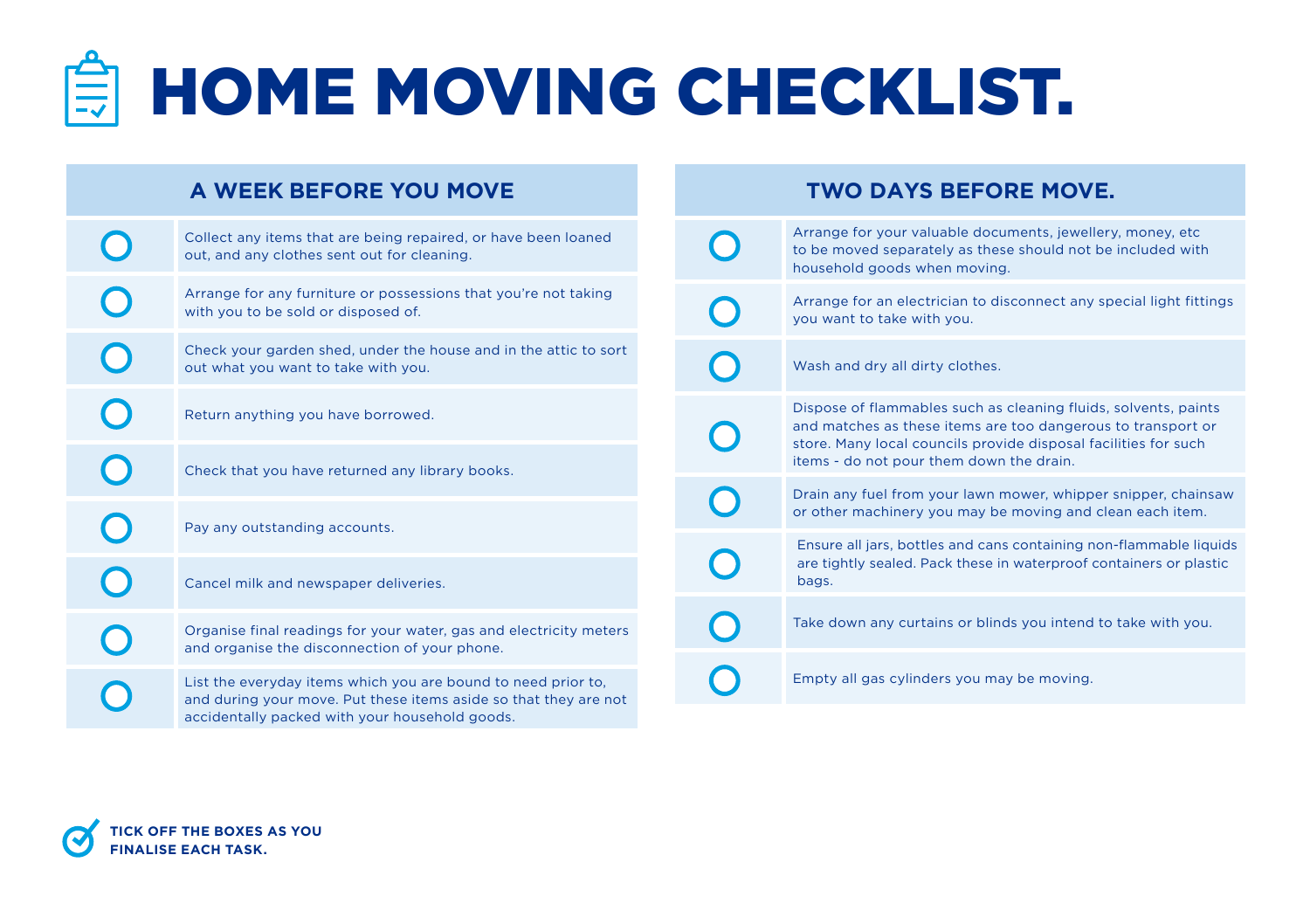# HOME MOVING CHECKLIST.

## A WEEK BEFORE YOU MOVE

- [ ] Collect any items that are being repaired, or have been loaned out, and any clothes sent out for cleaning.
- [ ] Arrange for any furniture or possessions that you're not taking with you to be sold or disposed of.
- [ ] Check your garden shed, under the house and in the attic to sort out what you want to take with you.
- [ ] Return anything you have borrowed.
- [ ] Check that you have returned any library books.
- [ ] Pay any outstanding accounts.
- [ ] Cancel milk and newspaper deliveries.
- [ ] Organise final readings for your water, gas and electricity meters and organise the disconnection of your phone.
- [ ] List the everyday items which you are bound to need prior to, and during your move. Put these items aside so that they are not accidentally packed with your household goods.

## TWO DAYS BEFORE MOVE.

- [ ] Arrange for your valuable documents, jewellery, money, etc to be moved separately as these should not be included with household goods when moving.
- [ ] Arrange for an electrician to disconnect any special light fittings you want to take with you.
- [ ] Wash and dry all dirty clothes.
- [ ] Dispose of flammables such as cleaning fluids, solvents, paints and matches as these items are too dangerous to transport or store. Many local councils provide disposal facilities for such items - do not pour them down the drain.
- [ ] Drain any fuel from your lawn mower, whipper snipper, chainsaw or other machinery you may be moving and clean each item.
- [ ] Ensure all jars, bottles and cans containing non-flammable liquids are tightly sealed. Pack these in waterproof containers or plastic bags.
- [ ] Take down any curtains or blinds you intend to take with you.
- [ ] Empty all gas cylinders you may be moving.

**TICK OFF THE BOXES AS YOU FINALISE EACH TASK.**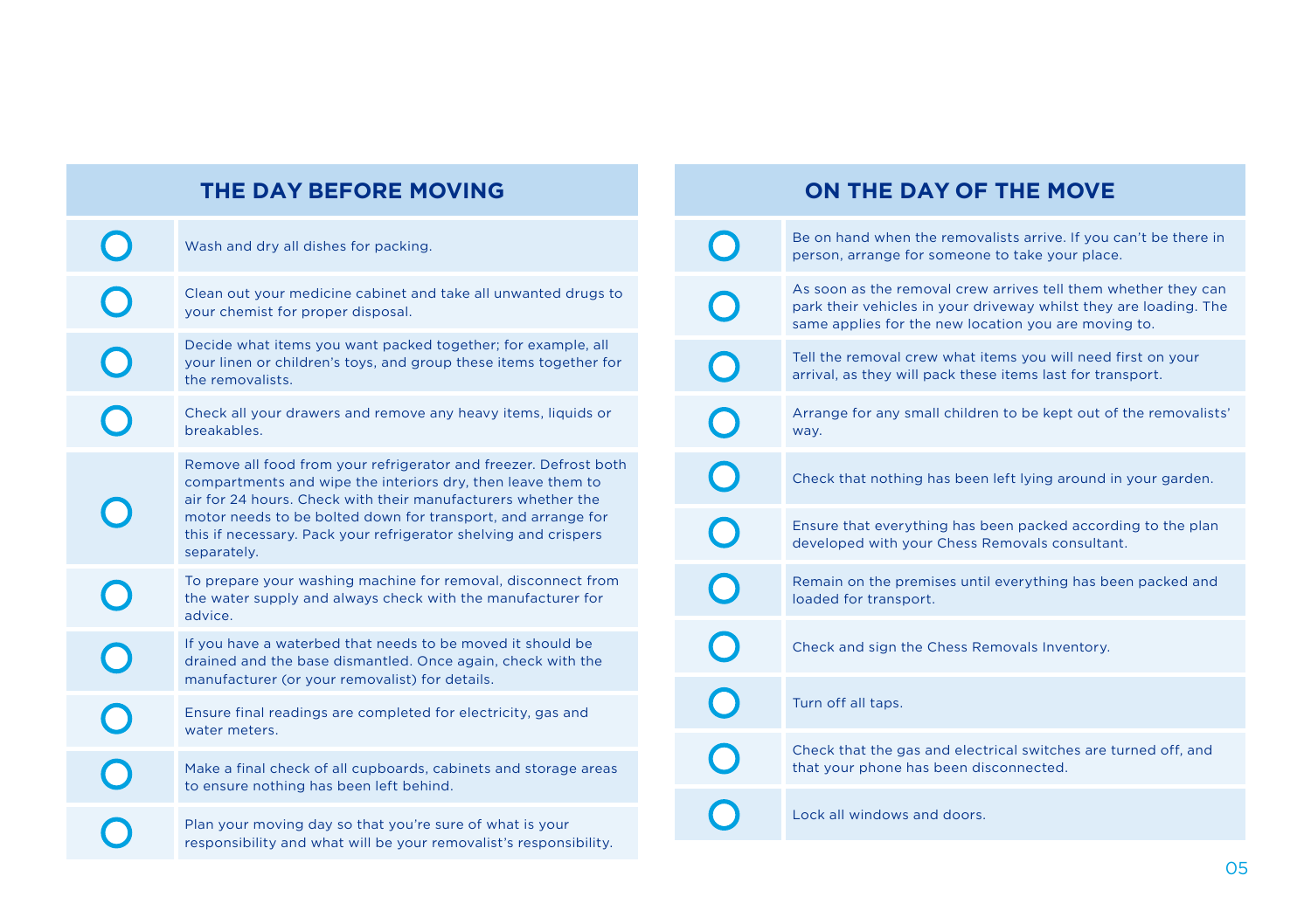## THE DAY BEFORE MOVING

- [ ] Wash and dry all dishes for packing.
- [ ] Clean out your medicine cabinet and take all unwanted drugs to your chemist for proper disposal.
- [ ] Decide what items you want packed together; for example, all your linen or children's toys, and group these items together for the removalists.
- [ ] Check all your drawers and remove any heavy items, liquids or breakables.
- [ ] Remove all food from your refrigerator and freezer. Defrost both compartments and wipe the interiors dry, then leave them to air for 24 hours. Check with their manufacturers whether the motor needs to be bolted down for transport, and arrange for this if necessary. Pack your refrigerator shelving and crispers separately.
- [ ] To prepare your washing machine for removal, disconnect from the water supply and always check with the manufacturer for advice.
- [ ] If you have a waterbed that needs to be moved it should be drained and the base dismantled. Once again, check with the manufacturer (or your removalist) for details.
- [ ] Ensure final readings are completed for electricity, gas and water meters.
- [ ] Make a final check of all cupboards, cabinets and storage areas to ensure nothing has been left behind.
- [ ] Plan your moving day so that you're sure of what is your responsibility and what will be your removalist's responsibility.

## ON THE DAY OF THE MOVE

- [ ] Be on hand when the removalists arrive. If you can't be there in person, arrange for someone to take your place.
- [ ] As soon as the removal crew arrives tell them whether they can park their vehicles in your driveway whilst they are loading. The same applies for the new location you are moving to.
- [ ] Tell the removal crew what items you will need first on your arrival, as they will pack these items last for transport.
- [ ] Arrange for any small children to be kept out of the removalists' way.
- [ ] Check that nothing has been left lying around in your garden.
- [ ] Ensure that everything has been packed according to the plan developed with your Chess Removals consultant.
- [ ] Remain on the premises until everything has been packed and loaded for transport.
- [ ] Check and sign the Chess Removals Inventory.
- [ ] Turn off all taps.
- [ ] Check that the gas and electrical switches are turned off, and that your phone has been disconnected.
- [ ] Lock all windows and doors.